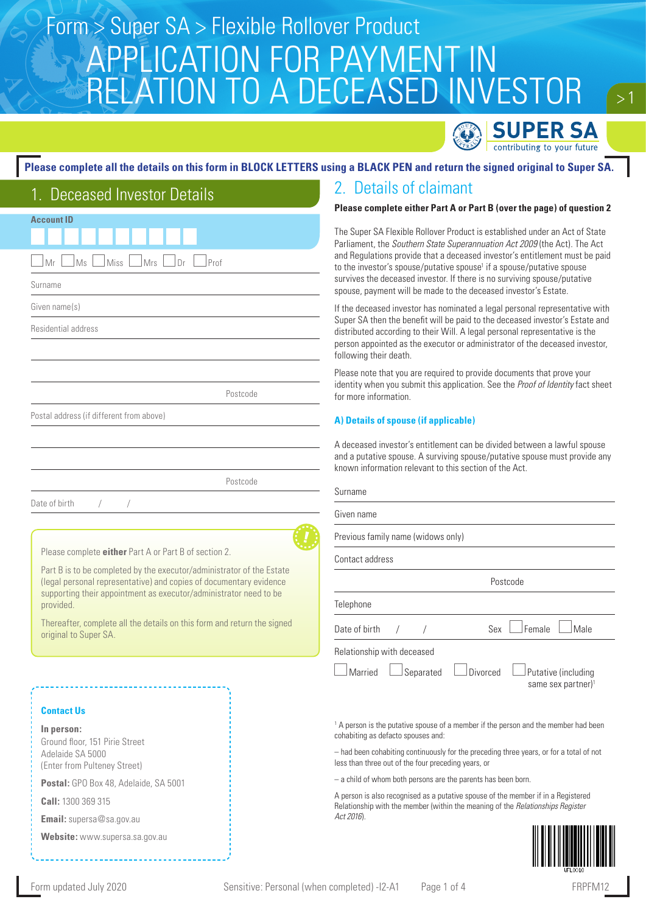Form > Super SA > Flexible Rollover Product

# APPLICATION FOR PAYMENT IN RELATION TO A DECEASED INVESTOR

SUPER SA
contributing to your future

**Please complete all the details on this form in BLOCK LETTERS using a BLACK PEN and return the signed original to Super SA.**

## 1. Deceased Investor Details

**Account ID**

☐ Mr ☐ Ms ☐ Miss ☐ Mrs ☐ Dr ☐ Prof

Surname

Given name(s)

Residential address

Postcode

Postal address (if different from above)

Postcode

Date of birth / /

Please complete **either** Part A or Part B of section 2.

Part B is to be completed by the executor/administrator of the Estate (legal personal representative) and copies of documentary evidence supporting their appointment as executor/administrator need to be provided.

Thereafter, complete all the details on this form and return the signed original to Super SA.

**Contact Us**

**In person:**
Ground floor, 151 Pirie Street
Adelaide SA 5000
(Enter from Pulteney Street)

**Postal:** GPO Box 48, Adelaide, SA 5001

**Call:** 1300 369 315

**Email:** supersa@sa.gov.au

**Website:** www.supersa.sa.gov.au

## 2. Details of claimant

**Please complete either Part A or Part B (over the page) of question 2**

The Super SA Flexible Rollover Product is established under an Act of State Parliament, the *Southern State Superannuation Act 2009* (the Act). The Act and Regulations provide that a deceased investor's entitlement must be paid to the investor's spouse/putative spouse[1] if a spouse/putative spouse survives the deceased investor. If there is no surviving spouse/putative spouse, payment will be made to the deceased investor's Estate.

If the deceased investor has nominated a legal personal representative with Super SA then the benefit will be paid to the deceased investor's Estate and distributed according to their Will. A legal personal representative is the person appointed as the executor or administrator of the deceased investor, following their death.

Please note that you are required to provide documents that prove your identity when you submit this application. See the *Proof of Identity* fact sheet for more information.

### A) Details of spouse (if applicable)

A deceased investor's entitlement can be divided between a lawful spouse and a putative spouse. A surviving spouse/putative spouse must provide any known information relevant to this section of the Act.

Surname

Given name

Previous family name (widows only)

Contact address

Postcode

Telephone

Date of birth / / Sex ☐ Female ☐ Male

Relationship with deceased

☐ Married ☐ Separated ☐ Divorced ☐ Putative (including same sex partner)[1]

[1] A person is the putative spouse of a member if the person and the member had been cohabiting as defacto spouses and:

– had been cohabiting continuously for the preceding three years, or for a total of not less than three out of the four preceding years, or

– a child of whom both persons are the parents has been born.

A person is also recognised as a putative spouse of the member if in a Registered Relationship with the member (within the meaning of the *Relationships Register Act 2016*).

Form updated July 2020 Sensitive: Personal (when completed) -I2-A1 FRPFM12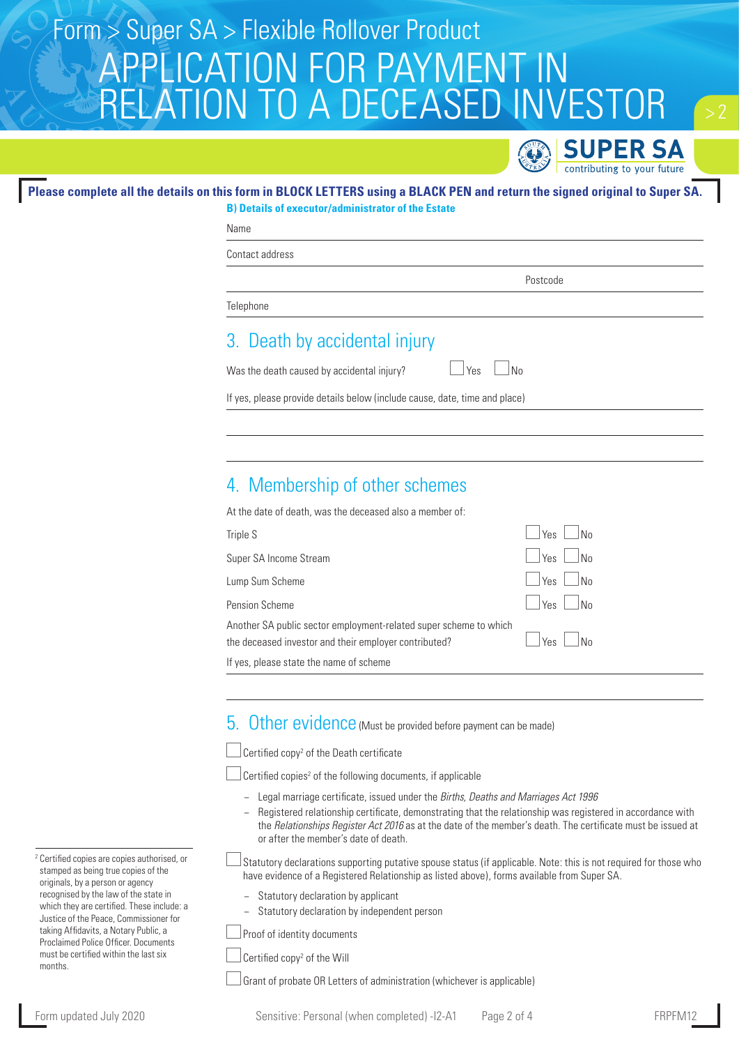# Form > Super SA > Flexible Rollover Product

# APPLICATION FOR PAYMENT IN RELATION TO A DECEASED INVESTOR

**Please complete all the details on this form in BLOCK LETTERS using a BLACK PEN and return the signed original to Super SA.**

**B) Details of executor/administrator of the Estate**

Name

Contact address

Postcode

Telephone

## 3. Death by accidental injury

Was the death caused by accidental injury? ☐ Yes ☐ No

If yes, please provide details below (include cause, date, time and place)

## 4. Membership of other schemes

At the date of death, was the deceased also a member of:

| | |
|---|---|
| Triple S | ☐ Yes ☐ No |
| Super SA Income Stream | ☐ Yes ☐ No |
| Lump Sum Scheme | ☐ Yes ☐ No |
| Pension Scheme | ☐ Yes ☐ No |
| Another SA public sector employment-related super scheme to which the deceased investor and their employer contributed? | ☐ Yes ☐ No |

If yes, please state the name of scheme

## 5. Other evidence (Must be provided before payment can be made)

☐ Certified copy[2] of the Death certificate

☐ Certified copies[2] of the following documents, if applicable

- Legal marriage certificate, issued under the *Births, Deaths and Marriages Act 1996*
- Registered relationship certificate, demonstrating that the relationship was registered in accordance with the *Relationships Register Act 2016* as at the date of the member's death. The certificate must be issued at or after the member's date of death.

☐ Statutory declarations supporting putative spouse status (if applicable. Note: this is not required for those who have evidence of a Registered Relationship as listed above), forms available from Super SA.

- Statutory declaration by applicant
- Statutory declaration by independent person

☐ Proof of identity documents

☐ Certified copy[2] of the Will

☐ Grant of probate OR Letters of administration (whichever is applicable)

[2] Certified copies are copies authorised, or stamped as being true copies of the originals, by a person or agency recognised by the law of the state in which they are certified. These include: a Justice of the Peace, Commissioner for taking Affidavits, a Notary Public, a Proclaimed Police Officer. Documents must be certified within the last six months.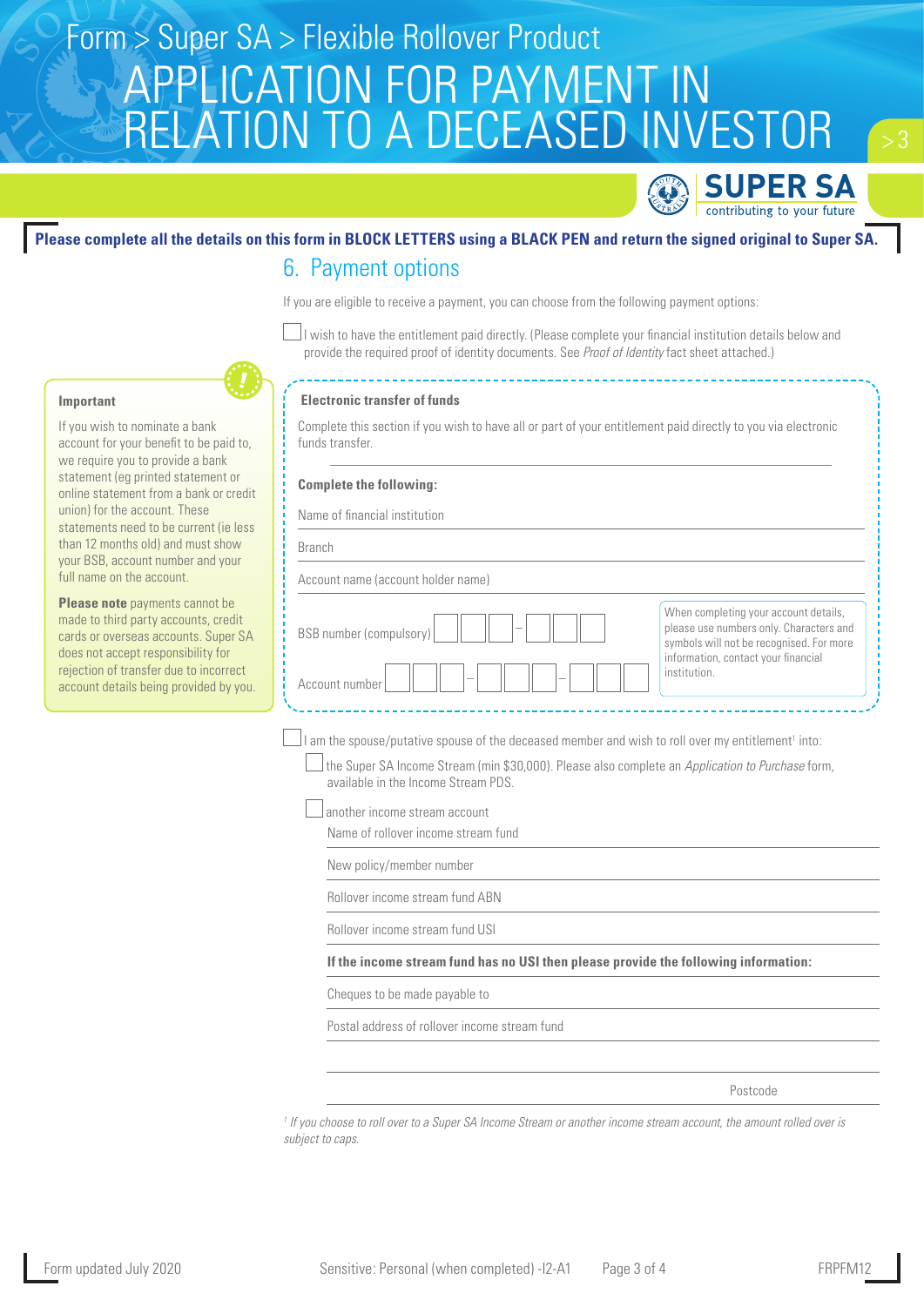# Form > Super SA > Flexible Rollover Product

# APPLICATION FOR PAYMENT IN RELATION TO A DECEASED INVESTOR

**Please complete all the details on this form in BLOCK LETTERS using a BLACK PEN and return the signed original to Super SA.**

## 6. Payment options

If you are eligible to receive a payment, you can choose from the following payment options:

☐ I wish to have the entitlement paid directly. (Please complete your financial institution details below and provide the required proof of identity documents. See *Proof of Identity* fact sheet attached.)

**Important**

If you wish to nominate a bank account for your benefit to be paid to, we require you to provide a bank statement (eg printed statement or online statement from a bank or credit union) for the account. These statements need to be current (ie less than 12 months old) and must show your BSB, account number and your full name on the account.

**Please note** payments cannot be made to third party accounts, credit cards or overseas accounts. Super SA does not accept responsibility for rejection of transfer due to incorrect account details being provided by you.

**Electronic transfer of funds**

Complete this section if you wish to have all or part of your entitlement paid directly to you via electronic funds transfer.

**Complete the following:**

Name of financial institution ____________________

Branch ____________________

Account name (account holder name) ____________________

BSB number (compulsory) ☐☐☐ – ☐☐☐

Account number ☐☐☐ – ☐☐☐ – ☐☐☐

When completing your account details, please use numbers only. Characters and symbols will not be recognised. For more information, contact your financial institution.

☐ I am the spouse/putative spouse of the deceased member and wish to roll over my entitlement[1] into:

☐ the Super SA Income Stream (min $30,000). Please also complete an *Application to Purchase* form, available in the Income Stream PDS.

☐ another income stream account

Name of rollover income stream fund ____________________

New policy/member number ____________________

Rollover income stream fund ABN ____________________

Rollover income stream fund USI ____________________

**If the income stream fund has no USI then please provide the following information:**

Cheques to be made payable to ____________________

Postal address of rollover income stream fund ____________________

____________________

Postcode ____________________

*[1] If you choose to roll over to a Super SA Income Stream or another income stream account, the amount rolled over is subject to caps.*

Form updated July 2020 | Sensitive: Personal (when completed) -I2-A1 | FRPFM12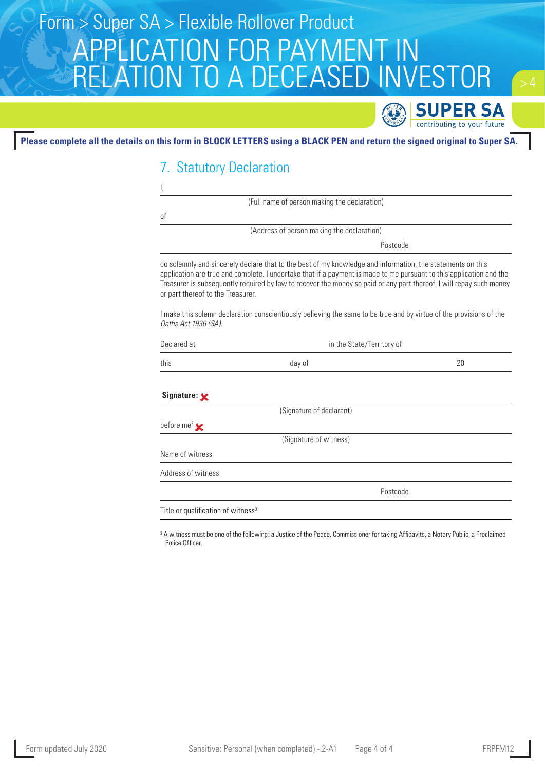Form > Super SA > Flexible Rollover Product

# APPLICATION FOR PAYMENT IN RELATION TO A DECEASED INVESTOR

**Please complete all the details on this form in BLOCK LETTERS using a BLACK PEN and return the signed original to Super SA.**

## 7. Statutory Declaration

I, ______________________________________________
(Full name of person making the declaration)

of ______________________________________________
(Address of person making the declaration)

Postcode ______________

do solemnly and sincerely declare that to the best of my knowledge and information, the statements on this application are true and complete. I undertake that if a payment is made to me pursuant to this application and the Treasurer is subsequently required by law to recover the money so paid or any part thereof, I will repay such money or part thereof to the Treasurer.

I make this solemn declaration conscientiously believing the same to be true and by virtue of the provisions of the *Oaths Act 1936 (SA)*.

Declared at ______________________ in the State/Territory of ______________________

this ______________ day of ______________________ 20 ______

**Signature:** ______________________________________________
(Signature of declarant)

before me[3] ______________________________________________
(Signature of witness)

Name of witness ______________________________________________

Address of witness ______________________________________________

Postcode ______________

Title or qualification of witness[3] ______________________________________________

[3] A witness must be one of the following: a Justice of the Peace, Commissioner for taking Affidavits, a Notary Public, a Proclaimed Police Officer.

Form updated July 2020 | Sensitive: Personal (when completed) -I2-A1 | FRPFM12